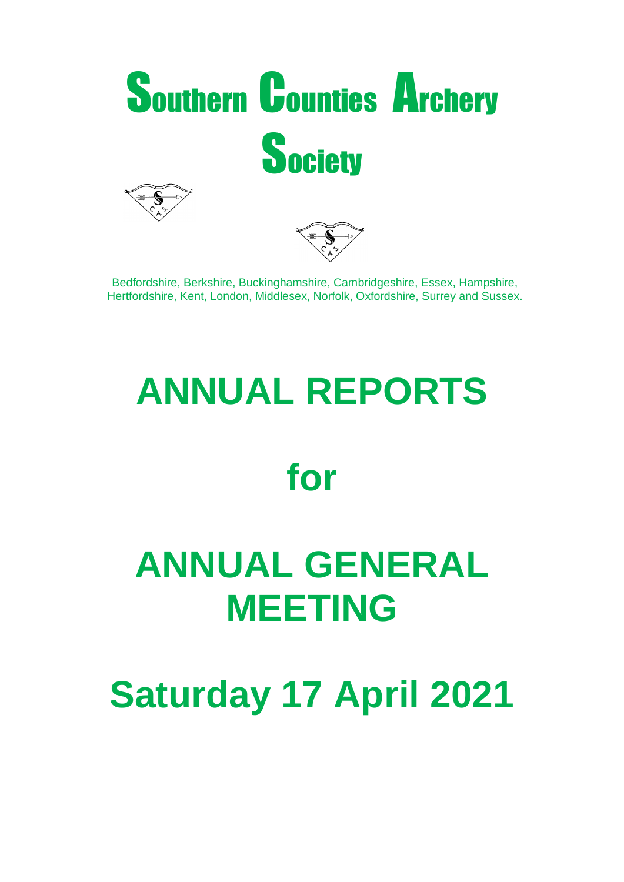# Southern Counties Archery Society

Bedfordshire, Berkshire, Buckinghamshire, Cambridgeshire, Essex, Hampshire, Hertfordshire, Kent, London, Middlesex, Norfolk, Oxfordshire, Surrey and Sussex.

# ANNUAL REPORTS

# for

# ANNUAL GENERAL MEETING

# Saturday 17 April 2021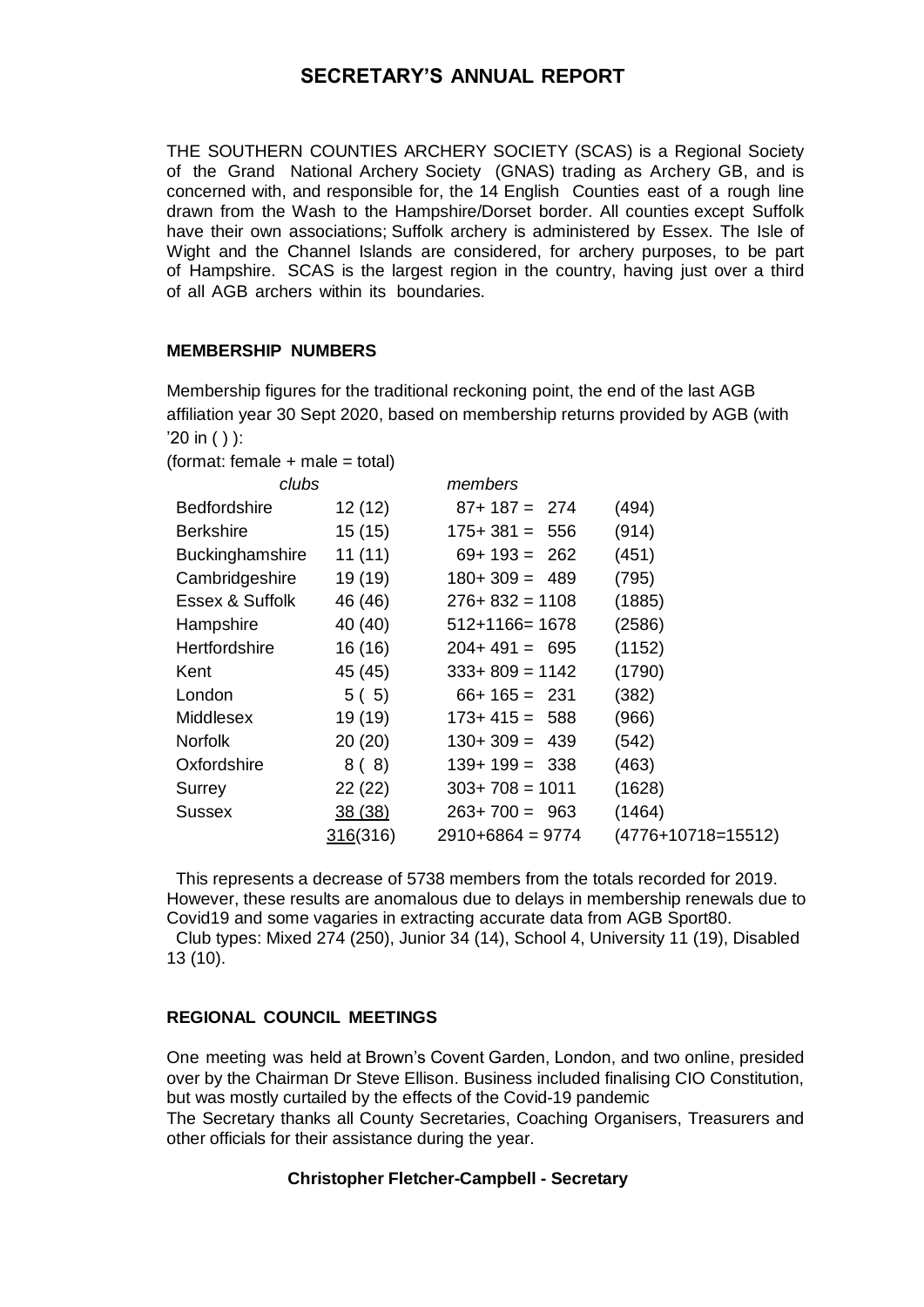# SECRETARY'S ANNUAL REPORT

THE SOUTHERN COUNTIES ARCHERY SOCIETY (SCAS) is a Regional Society of the Grand National Archery Society (GNAS) trading as Archery GB, and is concerned with, and responsible for, the 14 English Counties east of a rough line drawn from the Wash to the Hampshire/Dorset border. All counties except Suffolk have their own associations; Suffolk archery is administered by Essex. The Isle of Wight and the Channel Islands are considered, for archery purposes, to be part of Hampshire. SCAS is the largest region in the country, having just over a third of all AGB archers within its boundaries.

### MEMBERSHIP NUMBERS

Membership figures for the traditional reckoning point, the end of the last AGB affiliation year 30 Sept 2020, based on membership returns provided by AGB (with '20 in ( ) ):

(format: female + male = total)

| | *clubs* | *members* | |
|---|---|---|---|
| Bedfordshire | 12 (12) | 87+ 187 = 274 | (494) |
| Berkshire | 15 (15) | 175+ 381 = 556 | (914) |
| Buckinghamshire | 11 (11) | 69+ 193 = 262 | (451) |
| Cambridgeshire | 19 (19) | 180+ 309 = 489 | (795) |
| Essex & Suffolk | 46 (46) | 276+ 832 = 1108 | (1885) |
| Hampshire | 40 (40) | 512+1166= 1678 | (2586) |
| Hertfordshire | 16 (16) | 204+ 491 = 695 | (1152) |
| Kent | 45 (45) | 333+ 809 = 1142 | (1790) |
| London | 5 ( 5) | 66+ 165 = 231 | (382) |
| Middlesex | 19 (19) | 173+ 415 = 588 | (966) |
| Norfolk | 20 (20) | 130+ 309 = 439 | (542) |
| Oxfordshire | 8 ( 8) | 139+ 199 = 338 | (463) |
| Surrey | 22 (22) | 303+ 708 = 1011 | (1628) |
| Sussex | 38 (38) | 263+ 700 = 963 | (1464) |
| | 316(316) | 2910+6864 = 9774 | (4776+10718=15512) |

This represents a decrease of 5738 members from the totals recorded for 2019. However, these results are anomalous due to delays in membership renewals due to Covid19 and some vagaries in extracting accurate data from AGB Sport80.

Club types: Mixed 274 (250), Junior 34 (14), School 4, University 11 (19), Disabled 13 (10).

### REGIONAL COUNCIL MEETINGS

One meeting was held at Brown's Covent Garden, London, and two online, presided over by the Chairman Dr Steve Ellison. Business included finalising CIO Constitution, but was mostly curtailed by the effects of the Covid-19 pandemic

The Secretary thanks all County Secretaries, Coaching Organisers, Treasurers and other officials for their assistance during the year.

**Christopher Fletcher-Campbell - Secretary**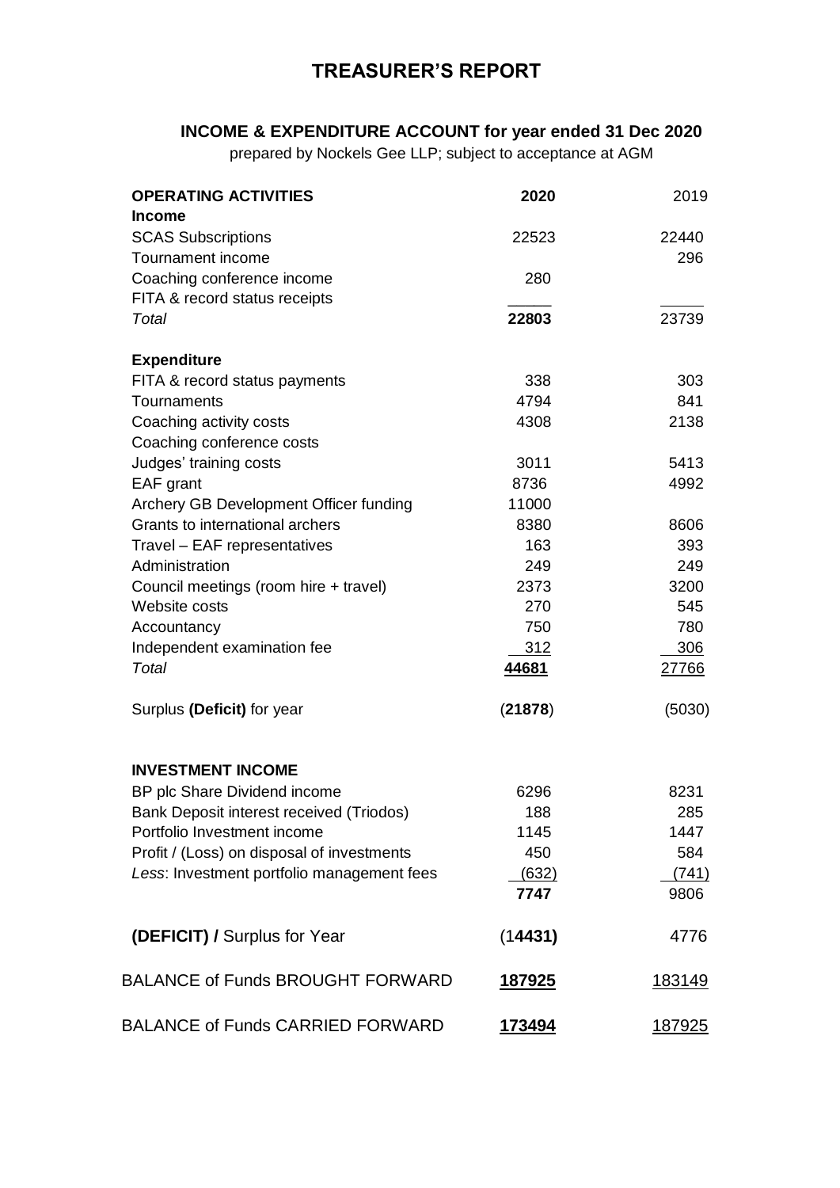# TREASURER'S REPORT

## INCOME & EXPENDITURE ACCOUNT for year ended 31 Dec 2020

prepared by Nockels Gee LLP; subject to acceptance at AGM

| OPERATING ACTIVITIES | 2020 | 2019 |
|---|---|---|
| **Income** | | |
| SCAS Subscriptions | 22523 | 22440 |
| Tournament income | | 296 |
| Coaching conference income | 280 | |
| FITA & record status receipts | | |
| *Total* | **22803** | 23739 |
| | | |
| **Expenditure** | | |
| FITA & record status payments | 338 | 303 |
| Tournaments | 4794 | 841 |
| Coaching activity costs | 4308 | 2138 |
| Coaching conference costs | | |
| Judges' training costs | 3011 | 5413 |
| EAF grant | 8736 | 4992 |
| Archery GB Development Officer funding | 11000 | |
| Grants to international archers | 8380 | 8606 |
| Travel – EAF representatives | 163 | 393 |
| Administration | 249 | 249 |
| Council meetings (room hire + travel) | 2373 | 3200 |
| Website costs | 270 | 545 |
| Accountancy | 750 | 780 |
| Independent examination fee | 312 | 306 |
| *Total* | **44681** | 27766 |
| | | |
| Surplus **(Deficit)** for year | (**21878**) | (5030) |
| | | |
| **INVESTMENT INCOME** | | |
| BP plc Share Dividend income | 6296 | 8231 |
| Bank Deposit interest received (Triodos) | 188 | 285 |
| Portfolio Investment income | 1145 | 1447 |
| Profit / (Loss) on disposal of investments | 450 | 584 |
| *Less*: Investment portfolio management fees | (632) | (741) |
| | **7747** | 9806 |
| | | |
| **(DEFICIT) /** Surplus for Year | (1**4431)** | 4776 |
| | | |
| BALANCE of Funds BROUGHT FORWARD | **187925** | 183149 |
| | | |
| BALANCE of Funds CARRIED FORWARD | **173494** | 187925 |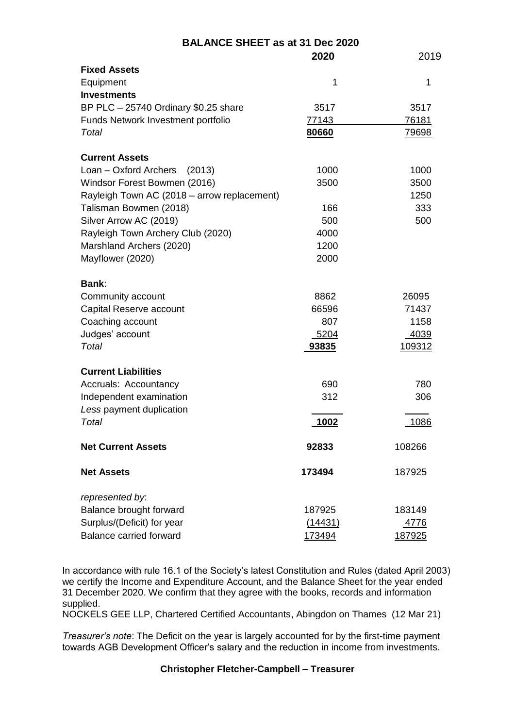## BALANCE SHEET as at 31 Dec 2020

| | **2020** | 2019 |
|---|---|---|
| **Fixed Assets** | | |
| Equipment | 1 | 1 |
| **Investments** | | |
| BP PLC – 25740 Ordinary $0.25 share | 3517 | 3517 |
| Funds Network Investment portfolio | 77143 | 76181 |
| *Total* | **80660** | 79698 |
| | | |
| **Current Assets** | | |
| Loan – Oxford Archers (2013) | 1000 | 1000 |
| Windsor Forest Bowmen (2016) | 3500 | 3500 |
| Rayleigh Town AC (2018 – arrow replacement) | | 1250 |
| Talisman Bowmen (2018) | 166 | 333 |
| Silver Arrow AC (2019) | 500 | 500 |
| Rayleigh Town Archery Club (2020) | 4000 | |
| Marshland Archers (2020) | 1200 | |
| Mayflower (2020) | 2000 | |
| | | |
| **Bank**: | | |
| Community account | 8862 | 26095 |
| Capital Reserve account | 66596 | 71437 |
| Coaching account | 807 | 1158 |
| Judges' account | 5204 | 4039 |
| *Total* | **93835** | 109312 |
| | | |
| **Current Liabilities** | | |
| Accruals: Accountancy | 690 | 780 |
| Independent examination | 312 | 306 |
| *Less* payment duplication | | |
| *Total* | **1002** | 1086 |
| | | |
| **Net Current Assets** | **92833** | 108266 |
| | | |
| **Net Assets** | **173494** | 187925 |
| | | |
| *represented by*: | | |
| Balance brought forward | 187925 | 183149 |
| Surplus/(Deficit) for year | (14431) | 4776 |
| Balance carried forward | 173494 | 187925 |

In accordance with rule 16.1 of the Society's latest Constitution and Rules (dated April 2003) we certify the Income and Expenditure Account, and the Balance Sheet for the year ended 31 December 2020. We confirm that they agree with the books, records and information supplied.

NOCKELS GEE LLP, Chartered Certified Accountants, Abingdon on Thames (12 Mar 21)

*Treasurer's note*: The Deficit on the year is largely accounted for by the first-time payment towards AGB Development Officer's salary and the reduction in income from investments.

**Christopher Fletcher-Campbell – Treasurer**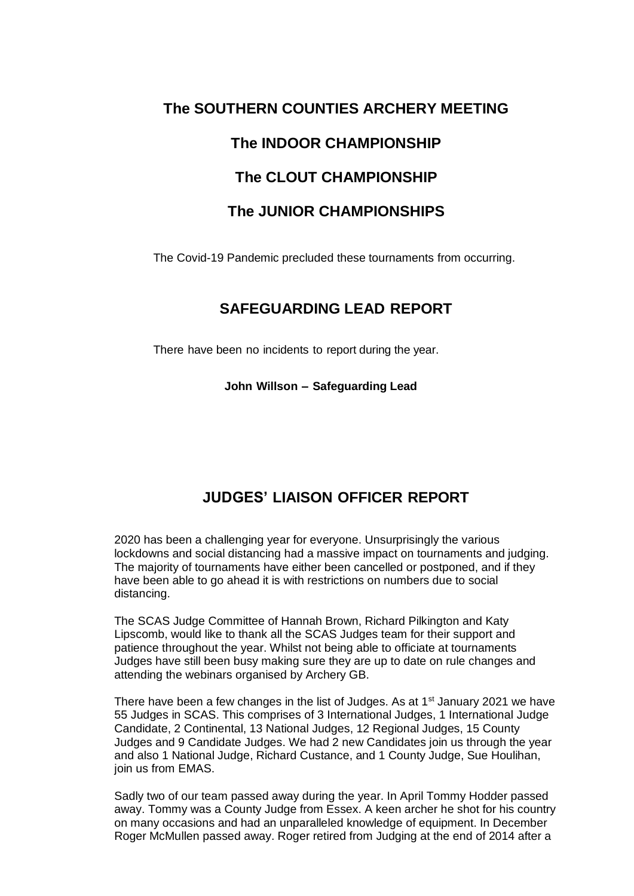## The SOUTHERN COUNTIES ARCHERY MEETING

## The INDOOR CHAMPIONSHIP

## The CLOUT CHAMPIONSHIP

## The JUNIOR CHAMPIONSHIPS

The Covid-19 Pandemic precluded these tournaments from occurring.

## SAFEGUARDING LEAD REPORT

There have been no incidents to report during the year.

**John Willson – Safeguarding Lead**

## JUDGES' LIAISON OFFICER REPORT

2020 has been a challenging year for everyone. Unsurprisingly the various lockdowns and social distancing had a massive impact on tournaments and judging. The majority of tournaments have either been cancelled or postponed, and if they have been able to go ahead it is with restrictions on numbers due to social distancing.

The SCAS Judge Committee of Hannah Brown, Richard Pilkington and Katy Lipscomb, would like to thank all the SCAS Judges team for their support and patience throughout the year. Whilst not being able to officiate at tournaments Judges have still been busy making sure they are up to date on rule changes and attending the webinars organised by Archery GB.

There have been a few changes in the list of Judges. As at 1st January 2021 we have 55 Judges in SCAS. This comprises of 3 International Judges, 1 International Judge Candidate, 2 Continental, 13 National Judges, 12 Regional Judges, 15 County Judges and 9 Candidate Judges. We had 2 new Candidates join us through the year and also 1 National Judge, Richard Custance, and 1 County Judge, Sue Houlihan, join us from EMAS.

Sadly two of our team passed away during the year. In April Tommy Hodder passed away. Tommy was a County Judge from Essex. A keen archer he shot for his country on many occasions and had an unparalleled knowledge of equipment. In December Roger McMullen passed away. Roger retired from Judging at the end of 2014 after a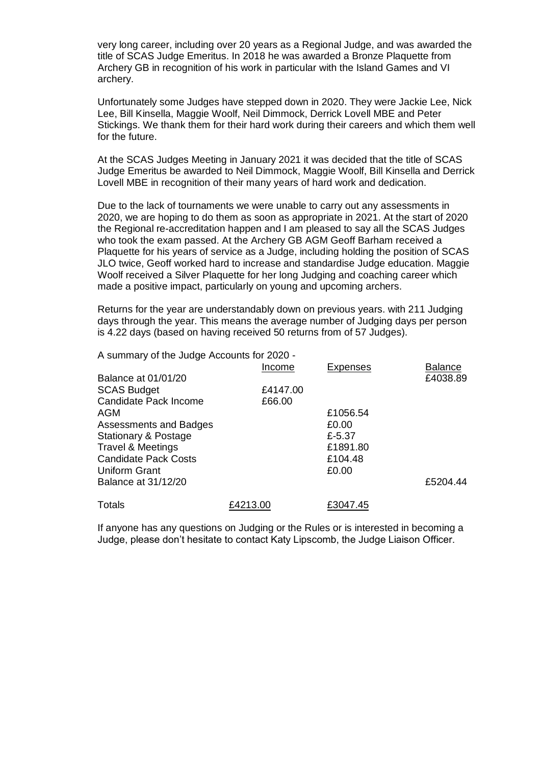very long career, including over 20 years as a Regional Judge, and was awarded the title of SCAS Judge Emeritus. In 2018 he was awarded a Bronze Plaquette from Archery GB in recognition of his work in particular with the Island Games and VI archery.

Unfortunately some Judges have stepped down in 2020. They were Jackie Lee, Nick Lee, Bill Kinsella, Maggie Woolf, Neil Dimmock, Derrick Lovell MBE and Peter Stickings. We thank them for their hard work during their careers and which them well for the future.

At the SCAS Judges Meeting in January 2021 it was decided that the title of SCAS Judge Emeritus be awarded to Neil Dimmock, Maggie Woolf, Bill Kinsella and Derrick Lovell MBE in recognition of their many years of hard work and dedication.

Due to the lack of tournaments we were unable to carry out any assessments in 2020, we are hoping to do them as soon as appropriate in 2021. At the start of 2020 the Regional re-accreditation happen and I am pleased to say all the SCAS Judges who took the exam passed. At the Archery GB AGM Geoff Barham received a Plaquette for his years of service as a Judge, including holding the position of SCAS JLO twice, Geoff worked hard to increase and standardise Judge education. Maggie Woolf received a Silver Plaquette for her long Judging and coaching career which made a positive impact, particularly on young and upcoming archers.

Returns for the year are understandably down on previous years. with 211 Judging days through the year. This means the average number of Judging days per person is 4.22 days (based on having received 50 returns from of 57 Judges).

A summary of the Judge Accounts for 2020 -

| | Income | Expenses | Balance |
|---|---|---|---|
| Balance at 01/01/20 | | | £4038.89 |
| SCAS Budget | £4147.00 | | |
| Candidate Pack Income | £66.00 | | |
| AGM | | £1056.54 | |
| Assessments and Badges | | £0.00 | |
| Stationary & Postage | | £-5.37 | |
| Travel & Meetings | | £1891.80 | |
| Candidate Pack Costs | | £104.48 | |
| Uniform Grant | | £0.00 | |
| Balance at 31/12/20 | | | £5204.44 |
| Totals | £4213.00 | £3047.45 | |

If anyone has any questions on Judging or the Rules or is interested in becoming a Judge, please don't hesitate to contact Katy Lipscomb, the Judge Liaison Officer.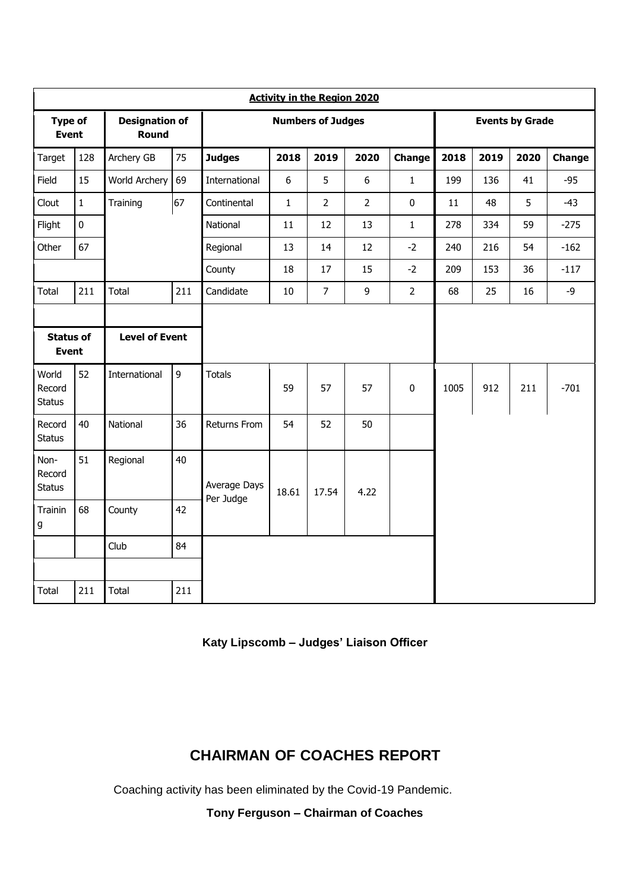**Activity in the Region 2020**

| Type of Event | | Designation of Round | | Numbers of Judges | | | | | Events by Grade | | | |
|---|---|---|---|---|---|---|---|---|---|---|---|---|
| Target | 128 | Archery GB | 75 | **Judges** | **2018** | **2019** | **2020** | **Change** | **2018** | **2019** | **2020** | **Change** |
| Field | 15 | World Archery | 69 | International | 6 | 5 | 6 | 1 | 199 | 136 | 41 | -95 |
| Clout | 1 | Training | 67 | Continental | 1 | 2 | 2 | 0 | 11 | 48 | 5 | -43 |
| Flight | 0 | | | National | 11 | 12 | 13 | 1 | 278 | 334 | 59 | -275 |
| Other | 67 | | | Regional | 13 | 14 | 12 | -2 | 240 | 216 | 54 | -162 |
| | | | | County | 18 | 17 | 15 | -2 | 209 | 153 | 36 | -117 |
| Total | 211 | Total | 211 | Candidate | 10 | 7 | 9 | 2 | 68 | 25 | 16 | -9 |
| | | | | | | | | | | | | |
| **Status of Event** | | **Level of Event** | | | | | | | | | | |
| World Record Status | 52 | International | 9 | Totals | 59 | 57 | 57 | 0 | 1005 | 912 | 211 | -701 |
| Record Status | 40 | National | 36 | Returns From | 54 | 52 | 50 | | | | | |
| Non-Record Status | 51 | Regional | 40 | Average Days Per Judge | 18.61 | 17.54 | 4.22 | | | | | |
| Training | 68 | County | 42 | | | | | | | | | |
| | | Club | 84 | | | | | | | | | |
| | | | | | | | | | | | | |
| Total | 211 | Total | 211 | | | | | | | | | |

**Katy Lipscomb – Judges' Liaison Officer**

## CHAIRMAN OF COACHES REPORT

Coaching activity has been eliminated by the Covid-19 Pandemic.

**Tony Ferguson – Chairman of Coaches**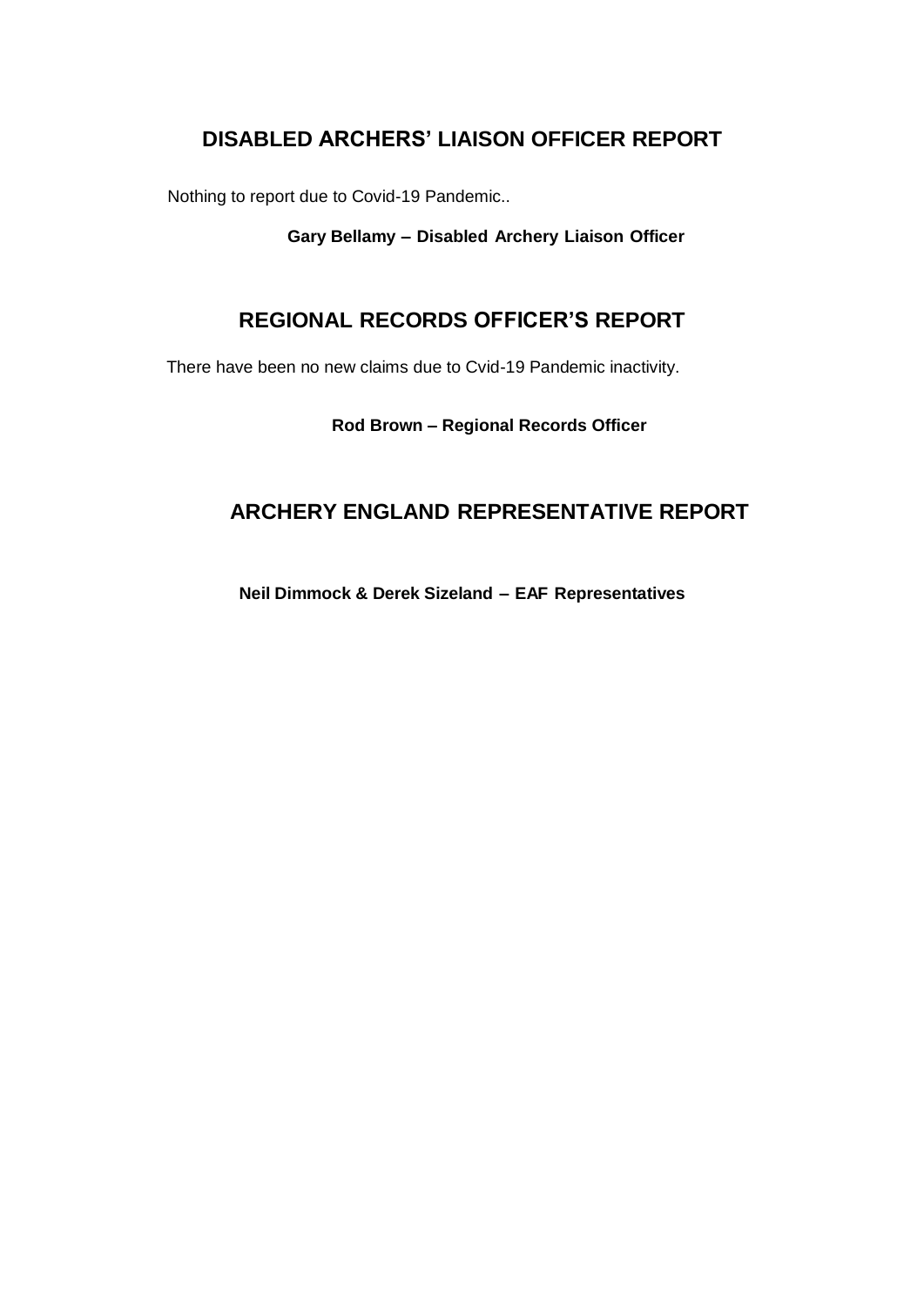## DISABLED ARCHERS' LIAISON OFFICER REPORT

Nothing to report due to Covid-19 Pandemic..

**Gary Bellamy – Disabled Archery Liaison Officer**

## REGIONAL RECORDS OFFICER'S REPORT

There have been no new claims due to Cvid-19 Pandemic inactivity.

**Rod Brown – Regional Records Officer**

## ARCHERY ENGLAND REPRESENTATIVE REPORT

**Neil Dimmock & Derek Sizeland – EAF Representatives**